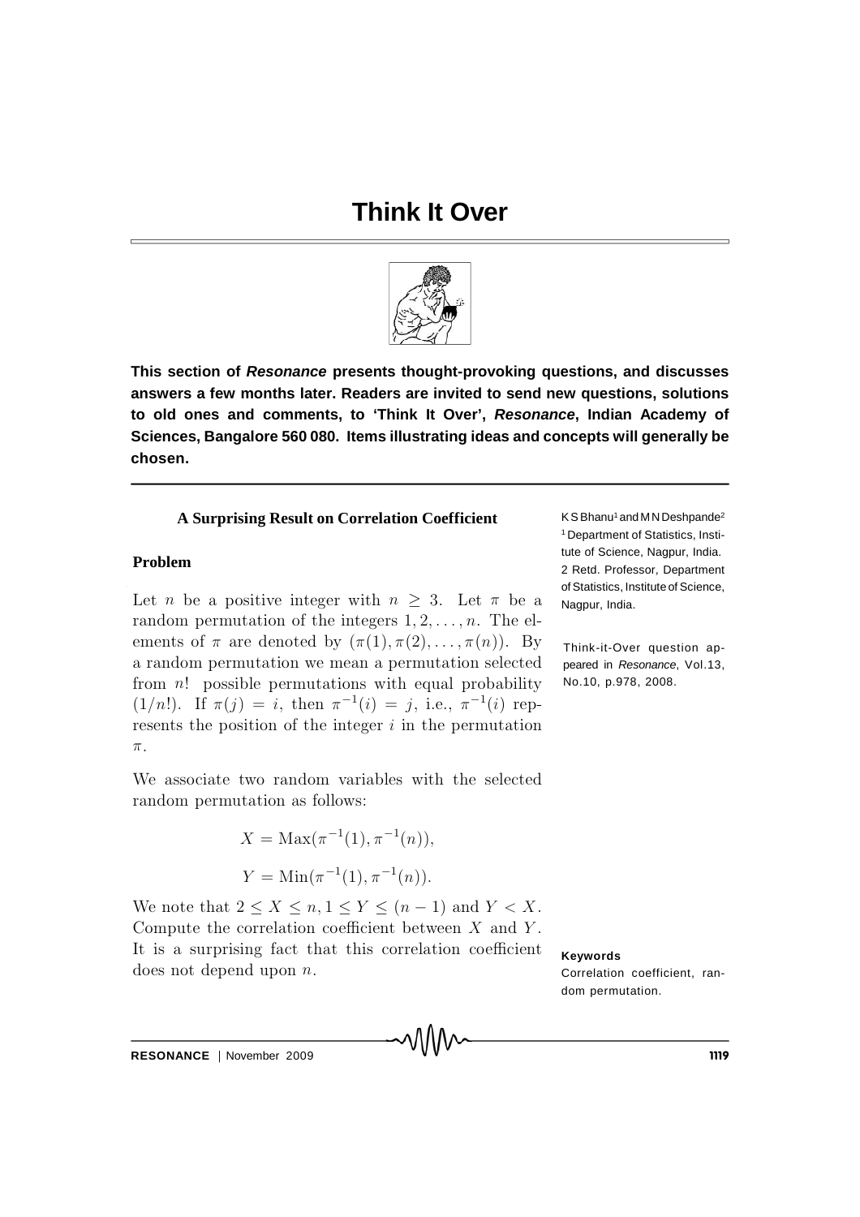# Think It Over

**This section of *Resonance* presents thought-provoking questions, and discusses answers a few months later. Readers are invited to send new questions, solutions to old ones and comments, to 'Think It Over', *Resonance*, Indian Academy of Sciences, Bangalore 560 080. Items illustrating ideas and concepts will generally be chosen.**

---

### A Surprising Result on Correlation Coefficient

K S Bhanu[1] and M N Deshpande[2]

[1] Department of Statistics, Institute of Science, Nagpur, India.

2 Retd. Professor, Department of Statistics, Institute of Science, Nagpur, India.

Think-it-Over question appeared in *Resonance*, Vol.13, No.10, p.978, 2008.

#### Problem

Let $n$ be a positive integer with $n \geq 3$. Let $\pi$ be a random permutation of the integers $1, 2, \ldots, n$. The elements of $\pi$ are denoted by $(\pi(1), \pi(2), \ldots, \pi(n))$. By a random permutation we mean a permutation selected from $n!$ possible permutations with equal probability $(1/n!)$. If $\pi(j) = i$, then $\pi^{-1}(i) = j$, i.e., $\pi^{-1}(i)$ represents the position of the integer $i$ in the permutation $\pi$.

We associate two random variables with the selected random permutation as follows:

$$X = \text{Max}(\pi^{-1}(1), \pi^{-1}(n)),$$

$$Y = \text{Min}(\pi^{-1}(1), \pi^{-1}(n)).$$

We note that $2 \leq X \leq n, 1 \leq Y \leq (n-1)$ and $Y < X$. Compute the correlation coefficient between $X$ and $Y$. It is a surprising fact that this correlation coefficient does not depend upon $n$.

**Keywords**

Correlation coefficient, random permutation.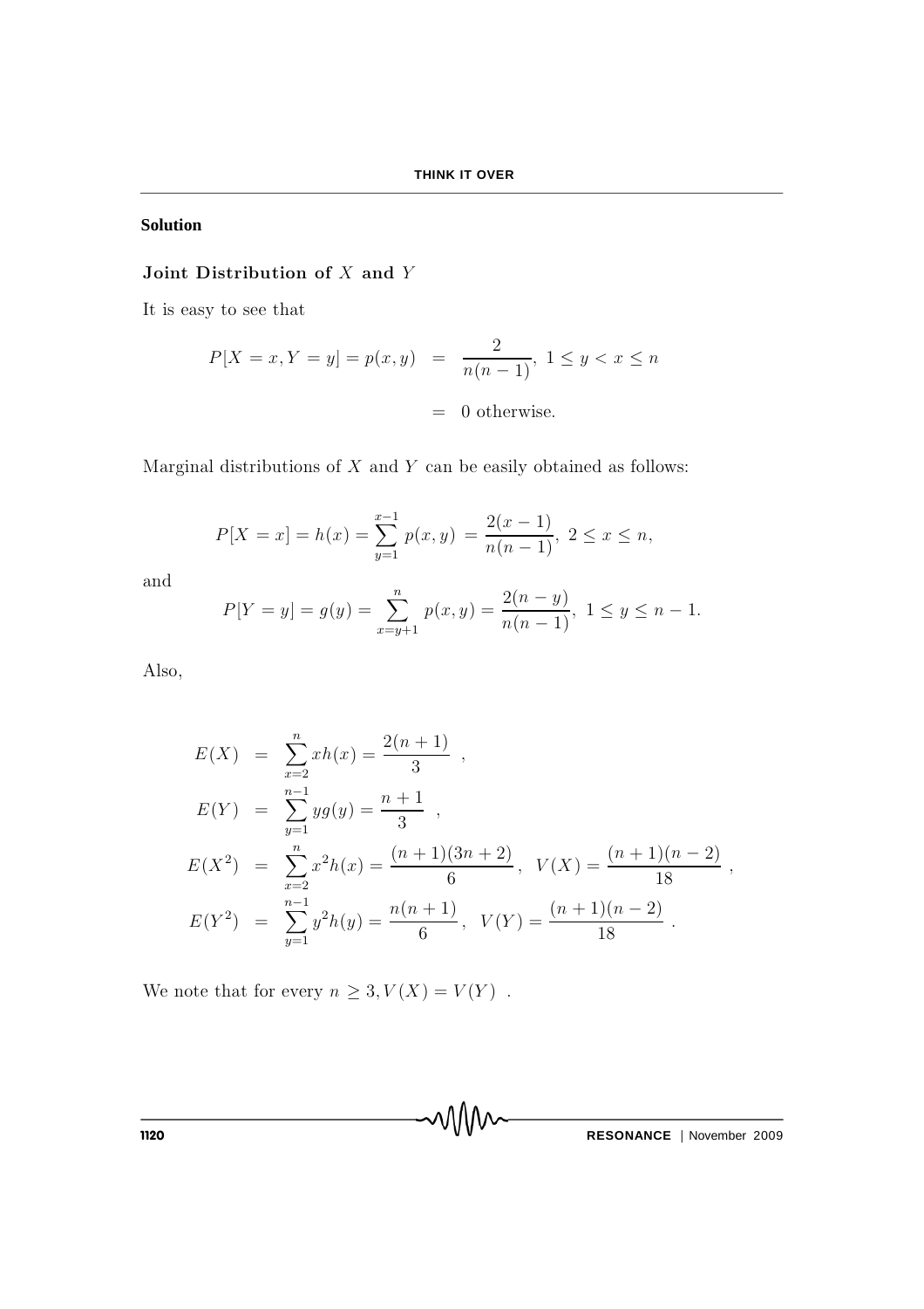## Solution

### Joint Distribution of $X$ and $Y$

It is easy to see that

$$
\begin{aligned}
P[X = x, Y = y] = p(x,y) &= \frac{2}{n(n-1)},\ 1 \leq y < x \leq n \\
&= 0 \text{ otherwise.}
\end{aligned}
$$

Marginal distributions of $X$ and $Y$ can be easily obtained as follows:

$$
P[X = x] = h(x) = \sum_{y=1}^{x-1} p(x,y) = \frac{2(x-1)}{n(n-1)},\ 2 \leq x \leq n,
$$

and

$$
P[Y = y] = g(y) = \sum_{x=y+1}^{n} p(x,y) = \frac{2(n-y)}{n(n-1)},\ 1 \leq y \leq n-1.
$$

Also,

$$
\begin{aligned}
E(X) &= \sum_{x=2}^{n} x h(x) = \frac{2(n+1)}{3}\ , \\
E(Y) &= \sum_{y=1}^{n-1} y g(y) = \frac{n+1}{3}\ , \\
E(X^2) &= \sum_{x=2}^{n} x^2 h(x) = \frac{(n+1)(3n+2)}{6},\ \ V(X) = \frac{(n+1)(n-2)}{18}\ , \\
E(Y^2) &= \sum_{y=1}^{n-1} y^2 h(y) = \frac{n(n+1)}{6},\ \ V(Y) = \frac{(n+1)(n-2)}{18}\ .
\end{aligned}
$$

We note that for every $n \geq 3, V(X) = V(Y)$ .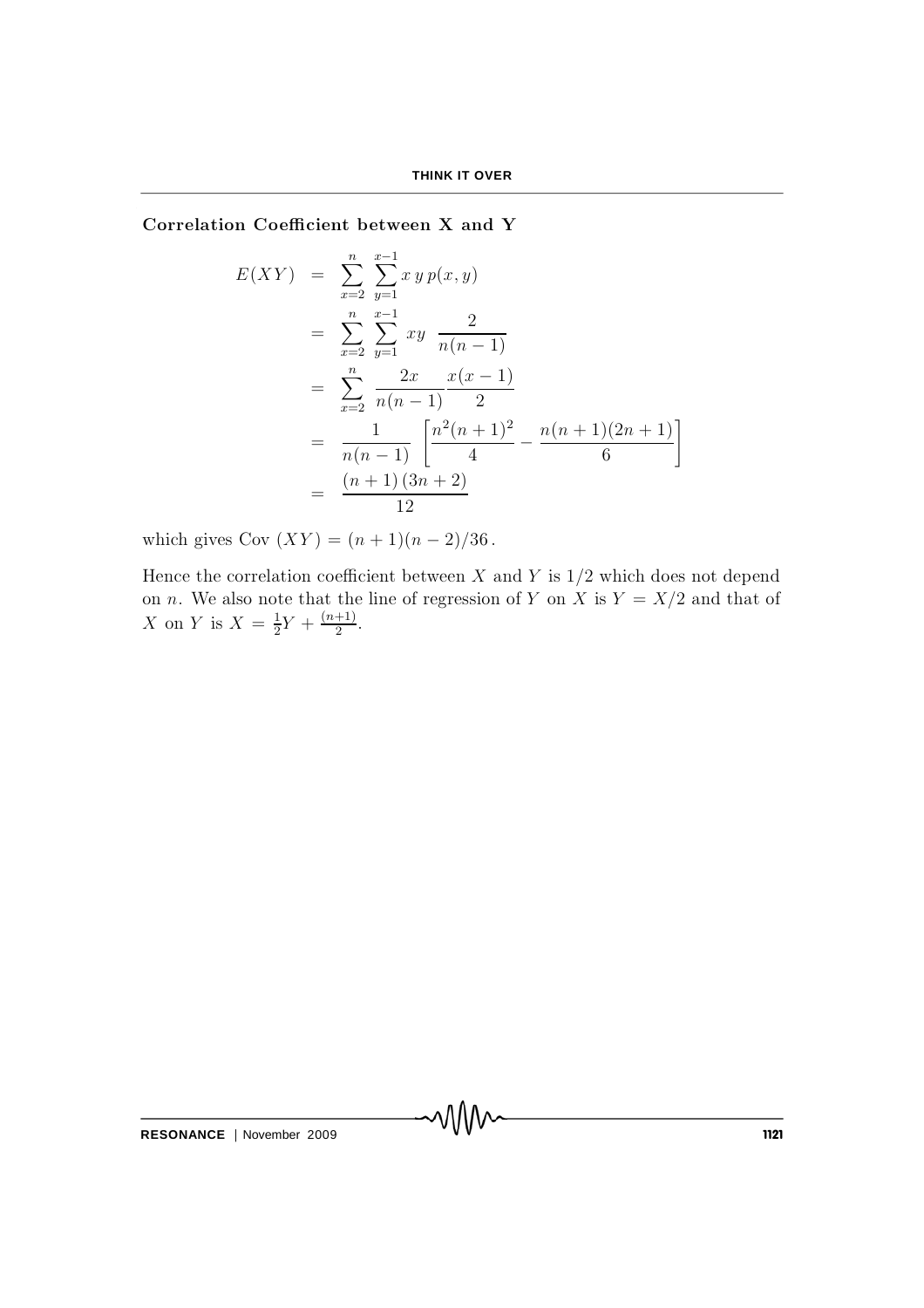**Correlation Coefficient between X and Y**

$$
\begin{aligned}
E(XY) &= \sum_{x=2}^{n} \sum_{y=1}^{x-1} x\, y\, p(x,y) \\
&= \sum_{x=2}^{n} \sum_{y=1}^{x-1} xy \ \frac{2}{n(n-1)} \\
&= \sum_{x=2}^{n} \frac{2x}{n(n-1)} \frac{x(x-1)}{2} \\
&= \frac{1}{n(n-1)} \left[ \frac{n^2(n+1)^2}{4} - \frac{n(n+1)(2n+1)}{6} \right] \\
&= \frac{(n+1)\,(3n+2)}{12}
\end{aligned}
$$

which gives Cov $(XY) = (n+1)(n-2)/36$.

Hence the correlation coefficient between $X$ and $Y$ is $1/2$ which does not depend on $n$. We also note that the line of regression of $Y$ on $X$ is $Y = X/2$ and that of $X$ on $Y$ is $X = \frac{1}{2}Y + \frac{(n+1)}{2}$.